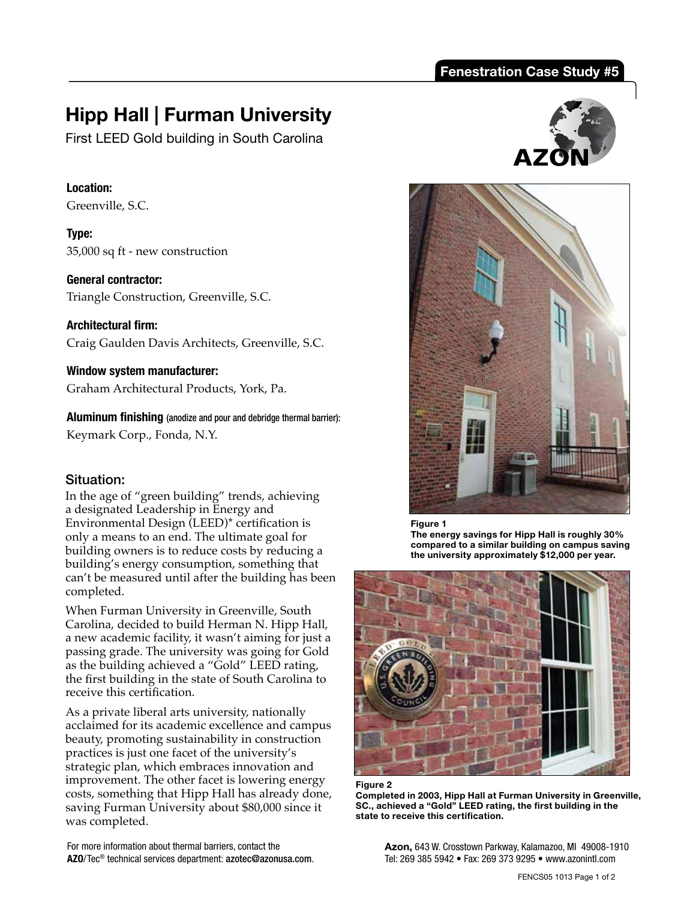Fenestration Case Study #5

# Hipp Hall | Furman University

First LEED Gold building in South Carolina

**Location:**
Greenville, S.C.

**Type:**
35,000 sq ft - new construction

**General contractor:**
Triangle Construction, Greenville, S.C.

**Architectural firm:**
Craig Gaulden Davis Architects, Greenville, S.C.

**Window system manufacturer:**
Graham Architectural Products, York, Pa.

**Aluminum finishing** (anodize and pour and debridge thermal barrier):
Keymark Corp., Fonda, N.Y.

## Situation:

In the age of "green building" trends, achieving a designated Leadership in Energy and Environmental Design (LEED)* certification is only a means to an end. The ultimate goal for building owners is to reduce costs by reducing a building's energy consumption, something that can't be measured until after the building has been completed.

When Furman University in Greenville, South Carolina, decided to build Herman N. Hipp Hall, a new academic facility, it wasn't aiming for just a passing grade. The university was going for Gold as the building achieved a "Gold" LEED rating, the first building in the state of South Carolina to receive this certification.

As a private liberal arts university, nationally acclaimed for its academic excellence and campus beauty, promoting sustainability in construction practices is just one facet of the university's strategic plan, which embraces innovation and improvement. The other facet is lowering energy costs, something that Hipp Hall has already done, saving Furman University about $80,000 since it was completed.

**Figure 1**
**The energy savings for Hipp Hall is roughly 30% compared to a similar building on campus saving the university approximately $12,000 per year.**

**Figure 2**
**Completed in 2003, Hipp Hall at Furman University in Greenville, SC., achieved a "Gold" LEED rating, the first building in the state to receive this certification.**

For more information about thermal barriers, contact the **AZO**/Tec® technical services department: **azotec@azonusa.com**.

**Azon,** 643 W. Crosstown Parkway, Kalamazoo, MI 49008-1910
Tel: 269 385 5942 • Fax: 269 373 9295 • www.azonintl.com

FENCS05 1013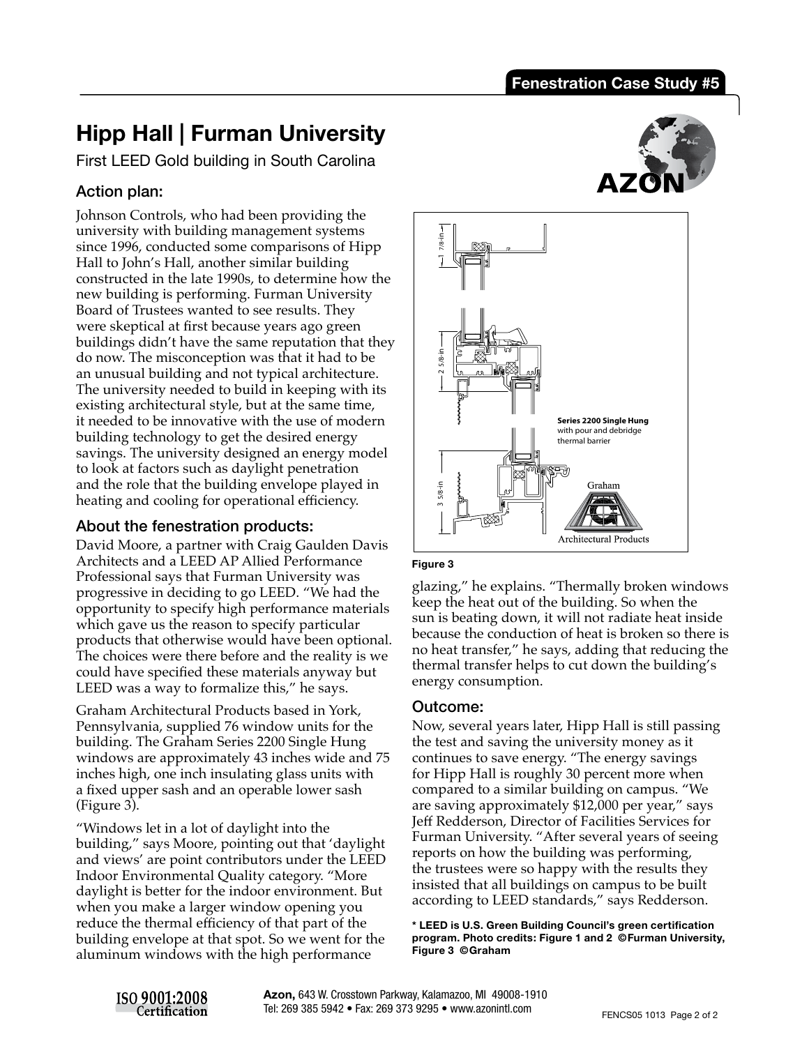Fenestration Case Study #5

# Hipp Hall | Furman University

First LEED Gold building in South Carolina

## Action plan:

Johnson Controls, who had been providing the university with building management systems since 1996, conducted some comparisons of Hipp Hall to John's Hall, another similar building constructed in the late 1990s, to determine how the new building is performing. Furman University Board of Trustees wanted to see results. They were skeptical at first because years ago green buildings didn't have the same reputation that they do now. The misconception was that it had to be an unusual building and not typical architecture. The university needed to build in keeping with its existing architectural style, but at the same time, it needed to be innovative with the use of modern building technology to get the desired energy savings. The university designed an energy model to look at factors such as daylight penetration and the role that the building envelope played in heating and cooling for operational efficiency.

## About the fenestration products:

David Moore, a partner with Craig Gaulden Davis Architects and a LEED AP Allied Performance Professional says that Furman University was progressive in deciding to go LEED. "We had the opportunity to specify high performance materials which gave us the reason to specify particular products that otherwise would have been optional. The choices were there before and the reality is we could have specified these materials anyway but LEED was a way to formalize this," he says.

Graham Architectural Products based in York, Pennsylvania, supplied 76 window units for the building. The Graham Series 2200 Single Hung windows are approximately 43 inches wide and 75 inches high, one inch insulating glass units with a fixed upper sash and an operable lower sash (Figure 3).

"Windows let in a lot of daylight into the building," says Moore, pointing out that 'daylight and views' are point contributors under the LEED Indoor Environmental Quality category. "More daylight is better for the indoor environment. But when you make a larger window opening you reduce the thermal efficiency of that part of the building envelope at that spot. So we went for the aluminum windows with the high performance glazing," he explains. "Thermally broken windows keep the heat out of the building. So when the sun is beating down, it will not radiate heat inside because the conduction of heat is broken so there is no heat transfer," he says, adding that reducing the thermal transfer helps to cut down the building's energy consumption.

1 7/8-in

2 5/8-in

3 5/8-in

**Series 2200 Single Hung** with pour and debridge thermal barrier

Graham Architectural Products

**Figure 3**

## Outcome:

Now, several years later, Hipp Hall is still passing the test and saving the university money as it continues to save energy. "The energy savings for Hipp Hall is roughly 30 percent more when compared to a similar building on campus. "We are saving approximately $12,000 per year," says Jeff Redderson, Director of Facilities Services for Furman University. "After several years of seeing reports on how the building was performing, the trustees were so happy with the results they insisted that all buildings on campus to be built according to LEED standards," says Redderson.

**\* LEED is U.S. Green Building Council's green certification program. Photo credits: Figure 1 and 2 ©Furman University, Figure 3 ©Graham**

ISO 9001:2008 Certification

**Azon,** 643 W. Crosstown Parkway, Kalamazoo, MI 49008-1910
Tel: 269 385 5942 • Fax: 269 373 9295 • www.azonintl.com